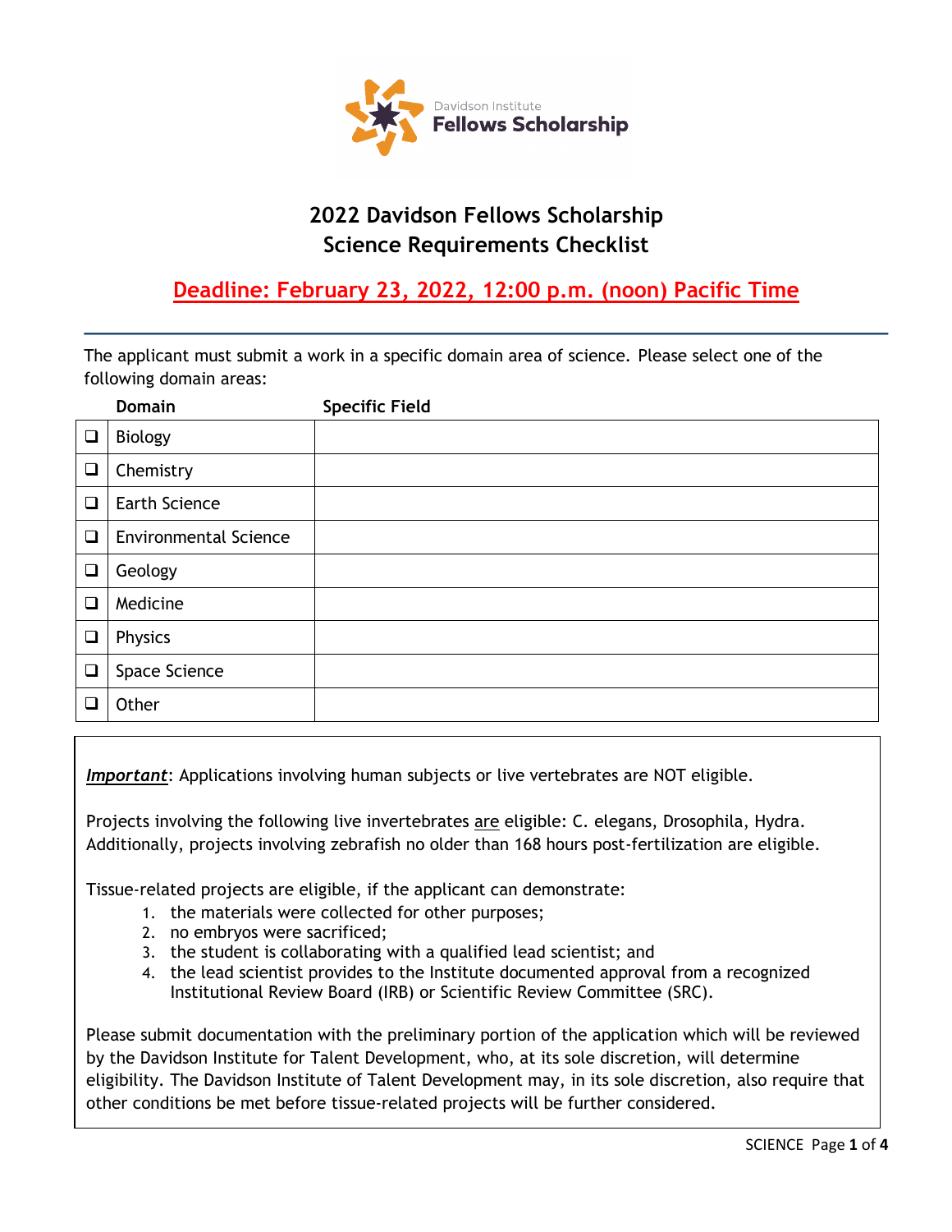Davidson Institute
**Fellows Scholarship**

# 2022 Davidson Fellows Scholarship
# Science Requirements Checklist

## Deadline: February 23, 2022, 12:00 p.m. (noon) Pacific Time

---

The applicant must submit a work in a specific domain area of science. Please select one of the following domain areas:

| | Domain | Specific Field |
|---|---|---|
| ❑ | Biology | |
| ❑ | Chemistry | |
| ❑ | Earth Science | |
| ❑ | Environmental Science | |
| ❑ | Geology | |
| ❑ | Medicine | |
| ❑ | Physics | |
| ❑ | Space Science | |
| ❑ | Other | |

***Important***: Applications involving human subjects or live vertebrates are NOT eligible.

Projects involving the following live invertebrates are eligible: C. elegans, Drosophila, Hydra. Additionally, projects involving zebrafish no older than 168 hours post-fertilization are eligible.

Tissue-related projects are eligible, if the applicant can demonstrate:

1. the materials were collected for other purposes;
2. no embryos were sacrificed;
3. the student is collaborating with a qualified lead scientist; and
4. the lead scientist provides to the Institute documented approval from a recognized Institutional Review Board (IRB) or Scientific Review Committee (SRC).

Please submit documentation with the preliminary portion of the application which will be reviewed by the Davidson Institute for Talent Development, who, at its sole discretion, will determine eligibility. The Davidson Institute of Talent Development may, in its sole discretion, also require that other conditions be met before tissue-related projects will be further considered.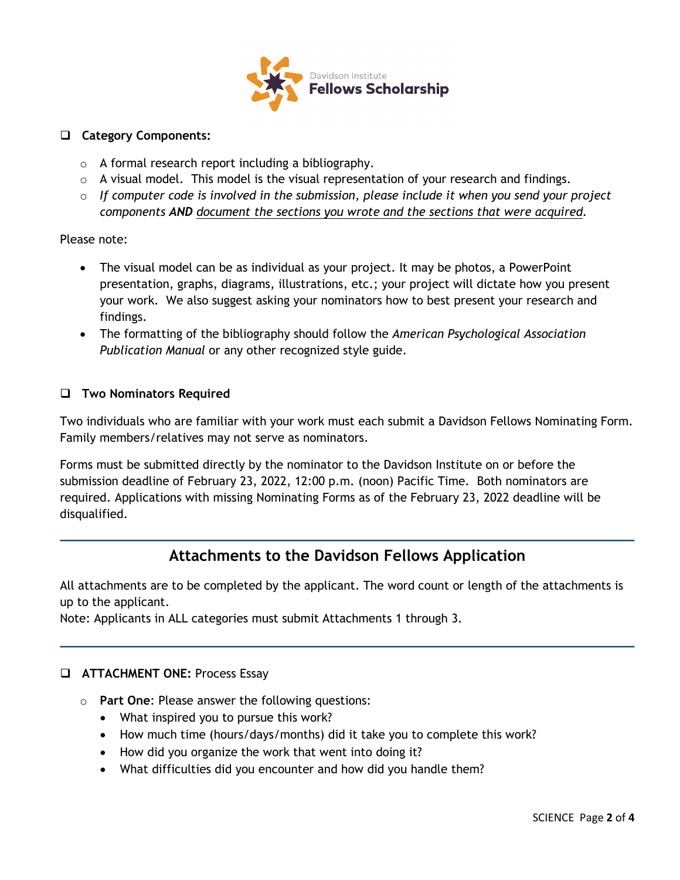- [ ] **Category Components:**
  - A formal research report including a bibliography.
  - A visual model. This model is the visual representation of your research and findings.
  - *If computer code is involved in the submission, please include it when you send your project components* ***AND*** *document the sections you wrote and the sections that were acquired.*

Please note:

- The visual model can be as individual as your project. It may be photos, a PowerPoint presentation, graphs, diagrams, illustrations, etc.; your project will dictate how you present your work. We also suggest asking your nominators how to best present your research and findings.
- The formatting of the bibliography should follow the *American Psychological Association Publication Manual* or any other recognized style guide.

- [ ] **Two Nominators Required**

Two individuals who are familiar with your work must each submit a Davidson Fellows Nominating Form. Family members/relatives may not serve as nominators.

Forms must be submitted directly by the nominator to the Davidson Institute on or before the submission deadline of February 23, 2022, 12:00 p.m. (noon) Pacific Time. Both nominators are required. Applications with missing Nominating Forms as of the February 23, 2022 deadline will be disqualified.

---

## Attachments to the Davidson Fellows Application

All attachments are to be completed by the applicant. The word count or length of the attachments is up to the applicant.
Note: Applicants in ALL categories must submit Attachments 1 through 3.

---

- [ ] **ATTACHMENT ONE:** Process Essay
  - **Part One**: Please answer the following questions:
    - What inspired you to pursue this work?
    - How much time (hours/days/months) did it take you to complete this work?
    - How did you organize the work that went into doing it?
    - What difficulties did you encounter and how did you handle them?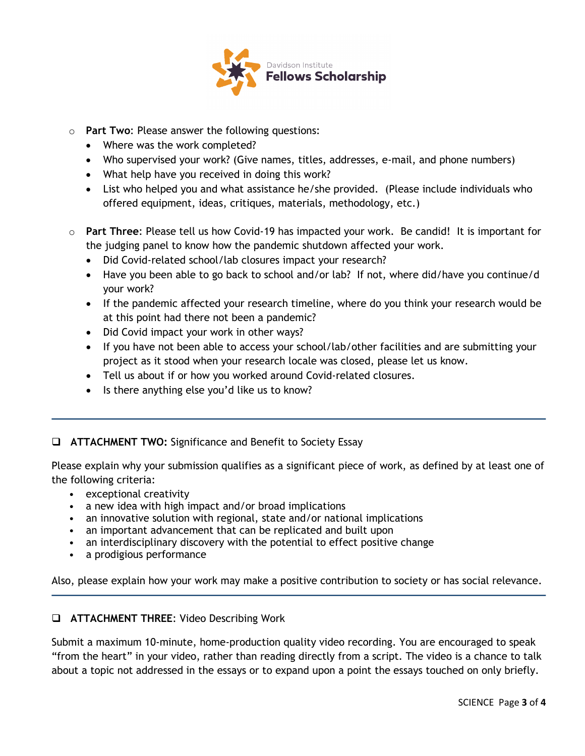- **Part Two**: Please answer the following questions:
  - Where was the work completed?
  - Who supervised your work? (Give names, titles, addresses, e-mail, and phone numbers)
  - What help have you received in doing this work?
  - List who helped you and what assistance he/she provided. (Please include individuals who offered equipment, ideas, critiques, materials, methodology, etc.)

- **Part Three**: Please tell us how Covid-19 has impacted your work. Be candid! It is important for the judging panel to know how the pandemic shutdown affected your work.
  - Did Covid-related school/lab closures impact your research?
  - Have you been able to go back to school and/or lab? If not, where did/have you continue/d your work?
  - If the pandemic affected your research timeline, where do you think your research would be at this point had there not been a pandemic?
  - Did Covid impact your work in other ways?
  - If you have not been able to access your school/lab/other facilities and are submitting your project as it stood when your research locale was closed, please let us know.
  - Tell us about if or how you worked around Covid-related closures.
  - Is there anything else you'd like us to know?

---

❑ **ATTACHMENT TWO:** Significance and Benefit to Society Essay

Please explain why your submission qualifies as a significant piece of work, as defined by at least one of the following criteria:

- exceptional creativity
- a new idea with high impact and/or broad implications
- an innovative solution with regional, state and/or national implications
- an important advancement that can be replicated and built upon
- an interdisciplinary discovery with the potential to effect positive change
- a prodigious performance

Also, please explain how your work may make a positive contribution to society or has social relevance.

---

❑ **ATTACHMENT THREE**: Video Describing Work

Submit a maximum 10-minute, home-production quality video recording. You are encouraged to speak "from the heart" in your video, rather than reading directly from a script. The video is a chance to talk about a topic not addressed in the essays or to expand upon a point the essays touched on only briefly.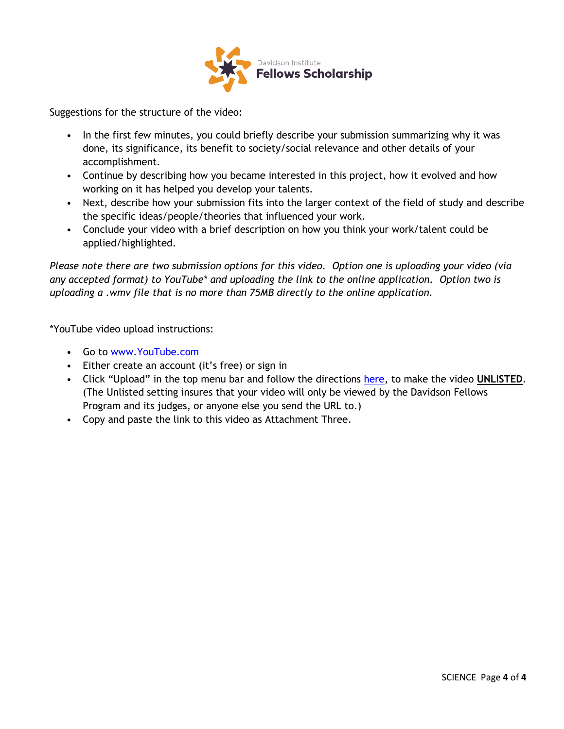Suggestions for the structure of the video:

- In the first few minutes, you could briefly describe your submission summarizing why it was done, its significance, its benefit to society/social relevance and other details of your accomplishment.
- Continue by describing how you became interested in this project, how it evolved and how working on it has helped you develop your talents.
- Next, describe how your submission fits into the larger context of the field of study and describe the specific ideas/people/theories that influenced your work.
- Conclude your video with a brief description on how you think your work/talent could be applied/highlighted.

*Please note there are two submission options for this video. Option one is uploading your video (via any accepted format) to YouTube* and uploading the link to the online application. Option two is uploading a .wmv file that is no more than 75MB directly to the online application.*

*YouTube video upload instructions:

- Go to www.YouTube.com
- Either create an account (it's free) or sign in
- Click "Upload" in the top menu bar and follow the directions here, to make the video **UNLISTED**. (The Unlisted setting insures that your video will only be viewed by the Davidson Fellows Program and its judges, or anyone else you send the URL to.)
- Copy and paste the link to this video as Attachment Three.